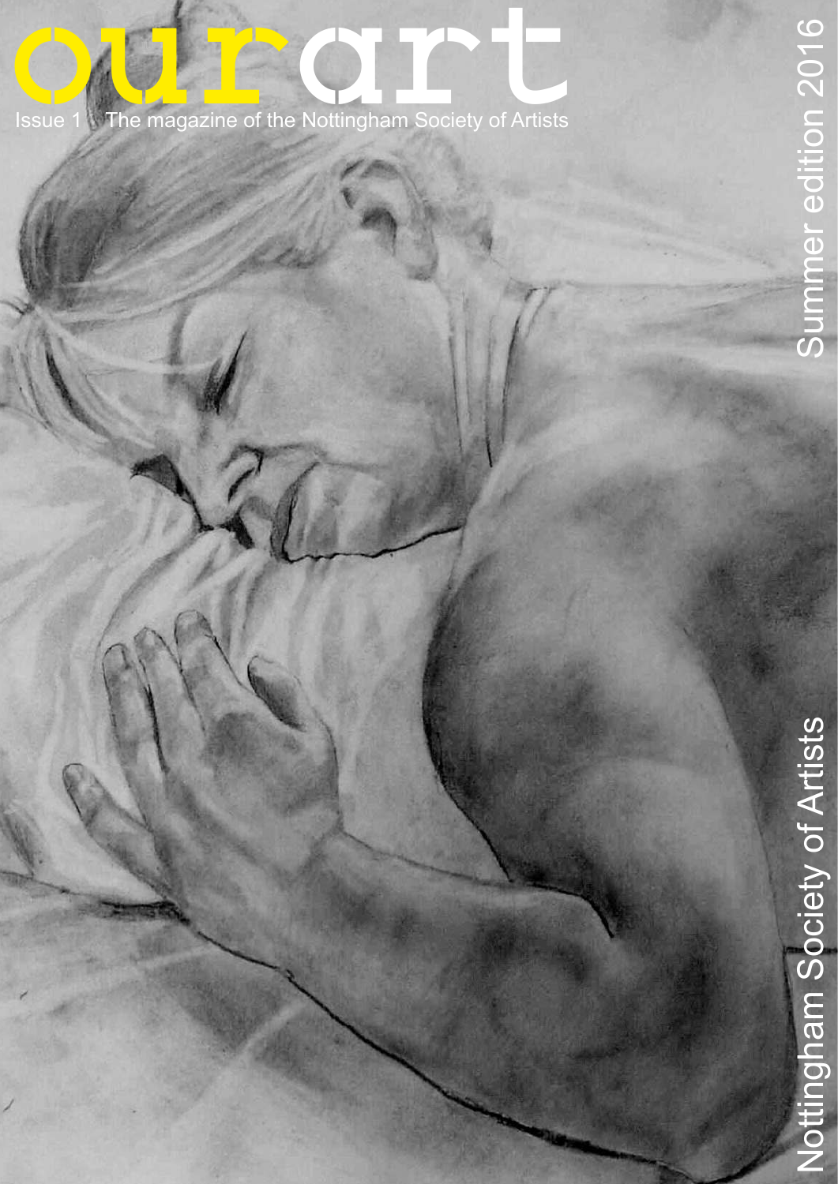# ourart

Issue 1 | The magazine of the Nottingham Society of Artists

Summer edition 2016

Nottingham Society of Artists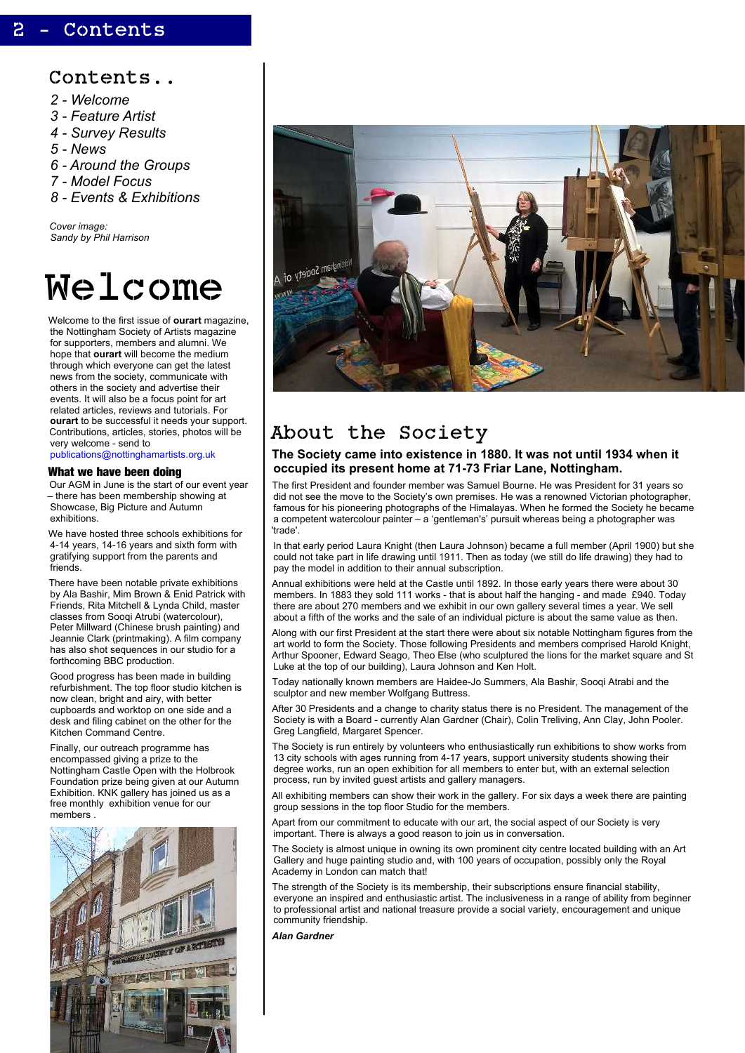## Contents..

- 2 - Welcome
- 3 - Feature Artist
- 4 - Survey Results
- 5 - News
- 6 - Around the Groups
- 7 - Model Focus
- 8 - Events & Exhibitions

*Cover image: Sandy by Phil Harrison*

# Welcome

Welcome to the first issue of **ourart** magazine, the Nottingham Society of Artists magazine for supporters, members and alumni. We hope that **ourart** will become the medium through which everyone can get the latest news from the society, communicate with others in the society and advertise their events. It will also be a focus point for art related articles, reviews and tutorials. For **ourart** to be successful it needs your support. Contributions, articles, stories, photos will be very welcome - send to publications@nottinghamartists.org.uk

### What we have been doing

Our AGM in June is the start of our event year – there has been membership showing at Showcase, Big Picture and Autumn exhibitions.

We have hosted three schools exhibitions for 4-14 years, 14-16 years and sixth form with gratifying support from the parents and friends.

There have been notable private exhibitions by Ala Bashir, Mim Brown & Enid Patrick with Friends, Rita Mitchell & Lynda Child, master classes from Sooqi Atrubi (watercolour), Peter Millward (Chinese brush painting) and Jeannie Clark (printmaking). A film company has also shot sequences in our studio for a forthcoming BBC production.

Good progress has been made in building refurbishment. The top floor studio kitchen is now clean, bright and airy, with better cupboards and worktop on one side and a desk and filing cabinet on the other for the Kitchen Command Centre.

Finally, our outreach programme has encompassed giving a prize to the Nottingham Castle Open with the Holbrook Foundation prize being given at our Autumn Exhibition. KNK gallery has joined us as a free monthly exhibition venue for our members .

## About the Society

**The Society came into existence in 1880. It was not until 1934 when it occupied its present home at 71-73 Friar Lane, Nottingham.**

The first President and founder member was Samuel Bourne. He was President for 31 years so did not see the move to the Society's own premises. He was a renowned Victorian photographer, famous for his pioneering photographs of the Himalayas. When he formed the Society he became a competent watercolour painter – a 'gentleman's' pursuit whereas being a photographer was 'trade'.

In that early period Laura Knight (then Laura Johnson) became a full member (April 1900) but she could not take part in life drawing until 1911. Then as today (we still do life drawing) they had to pay the model in addition to their annual subscription.

Annual exhibitions were held at the Castle until 1892. In those early years there were about 30 members. In 1883 they sold 111 works - that is about half the hanging - and made £940. Today there are about 270 members and we exhibit in our own gallery several times a year. We sell about a fifth of the works and the sale of an individual picture is about the same value as then.

Along with our first President at the start there were about six notable Nottingham figures from the art world to form the Society. Those following Presidents and members comprised Harold Knight, Arthur Spooner, Edward Seago, Theo Else (who sculptured the lions for the market square and St Luke at the top of our building), Laura Johnson and Ken Holt.

Today nationally known members are Haidee-Jo Summers, Ala Bashir, Sooqi Atrabi and the sculptor and new member Wolfgang Buttress.

After 30 Presidents and a change to charity status there is no President. The management of the Society is with a Board - currently Alan Gardner (Chair), Colin Treliving, Ann Clay, John Pooler. Greg Langfield, Margaret Spencer.

The Society is run entirely by volunteers who enthusiastically run exhibitions to show works from 13 city schools with ages running from 4-17 years, support university students showing their degree works, run an open exhibition for all members to enter but, with an external selection process, run by invited guest artists and gallery managers.

All exhibiting members can show their work in the gallery. For six days a week there are painting group sessions in the top floor Studio for the members.

Apart from our commitment to educate with our art, the social aspect of our Society is very important. There is always a good reason to join us in conversation.

The Society is almost unique in owning its own prominent city centre located building with an Art Gallery and huge painting studio and, with 100 years of occupation, possibly only the Royal Academy in London can match that!

The strength of the Society is its membership, their subscriptions ensure financial stability, everyone an inspired and enthusiastic artist. The inclusiveness in a range of ability from beginner to professional artist and national treasure provide a social variety, encouragement and unique community friendship.

***Alan Gardner***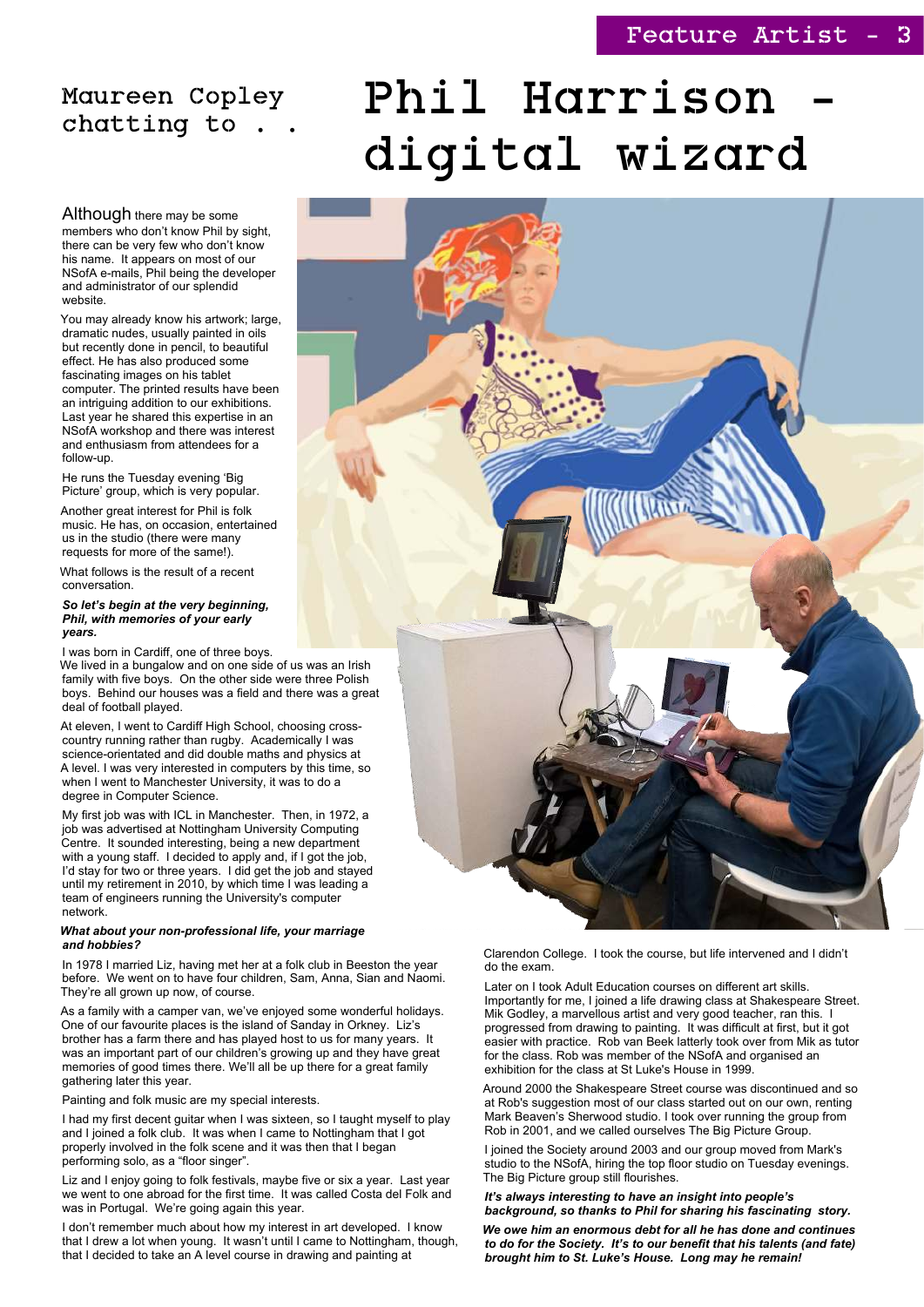Maureen Copley chatting to . .

# Phil Harrison - digital wizard

Although there may be some members who don't know Phil by sight, there can be very few who don't know his name. It appears on most of our NSofA e-mails, Phil being the developer and administrator of our splendid website.

You may already know his artwork; large, dramatic nudes, usually painted in oils but recently done in pencil, to beautiful effect. He has also produced some fascinating images on his tablet computer. The printed results have been an intriguing addition to our exhibitions. Last year he shared this expertise in an NSofA workshop and there was interest and enthusiasm from attendees for a follow-up.

He runs the Tuesday evening 'Big Picture' group, which is very popular.

Another great interest for Phil is folk music. He has, on occasion, entertained us in the studio (there were many requests for more of the same!).

What follows is the result of a recent conversation.

***So let's begin at the very beginning, Phil, with memories of your early years.***

I was born in Cardiff, one of three boys. We lived in a bungalow and on one side of us was an Irish family with five boys. On the other side were three Polish boys. Behind our houses was a field and there was a great deal of football played.

At eleven, I went to Cardiff High School, choosing cross-country running rather than rugby. Academically I was science-orientated and did double maths and physics at A level. I was very interested in computers by this time, so when I went to Manchester University, it was to do a degree in Computer Science.

My first job was with ICL in Manchester. Then, in 1972, a job was advertised at Nottingham University Computing Centre. It sounded interesting, being a new department with a young staff. I decided to apply and, if I got the job, I'd stay for two or three years. I did get the job and stayed until my retirement in 2010, by which time I was leading a team of engineers running the University's computer network.

***What about your non-professional life, your marriage and hobbies?***

In 1978 I married Liz, having met her at a folk club in Beeston the year before. We went on to have four children, Sam, Anna, Sian and Naomi. They're all grown up now, of course.

As a family with a camper van, we've enjoyed some wonderful holidays. One of our favourite places is the island of Sanday in Orkney. Liz's brother has a farm there and has played host to us for many years. It was an important part of our children's growing up and they have great memories of good times there. We'll all be up there for a great family gathering later this year.

Painting and folk music are my special interests.

I had my first decent guitar when I was sixteen, so I taught myself to play and I joined a folk club. It was when I came to Nottingham that I got properly involved in the folk scene and it was then that I began performing solo, as a "floor singer".

Liz and I enjoy going to folk festivals, maybe five or six a year. Last year we went to one abroad for the first time. It was called Costa del Folk and was in Portugal. We're going again this year.

I don't remember much about how my interest in art developed. I know that I drew a lot when young. It wasn't until I came to Nottingham, though, that I decided to take an A level course in drawing and painting at Clarendon College. I took the course, but life intervened and I didn't do the exam.

Later on I took Adult Education courses on different art skills. Importantly for me, I joined a life drawing class at Shakespeare Street. Mik Godley, a marvellous artist and very good teacher, ran this. I progressed from drawing to painting. It was difficult at first, but it got easier with practice. Rob van Beek latterly took over from Mik as tutor for the class. Rob was member of the NSofA and organised an exhibition for the class at St Luke's House in 1999.

Around 2000 the Shakespeare Street course was discontinued and so at Rob's suggestion most of our class started out on our own, renting Mark Beaven's Sherwood studio. I took over running the group from Rob in 2001, and we called ourselves The Big Picture Group.

I joined the Society around 2003 and our group moved from Mark's studio to the NSofA, hiring the top floor studio on Tuesday evenings. The Big Picture group still flourishes.

***It's always interesting to have an insight into people's background, so thanks to Phil for sharing his fascinating story.***

***We owe him an enormous debt for all he has done and continues to do for the Society. It's to our benefit that his talents (and fate) brought him to St. Luke's House. Long may he remain!***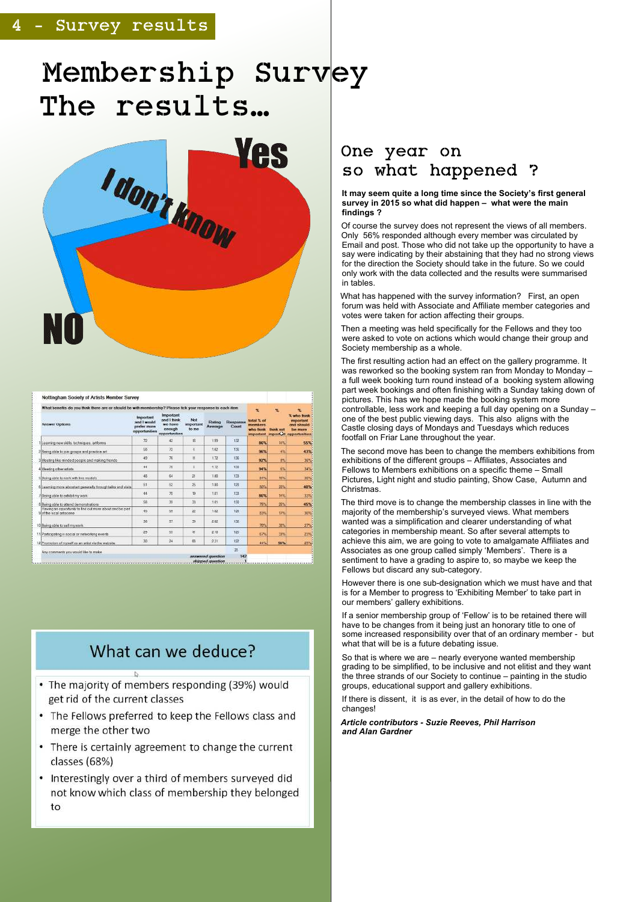# Membership Survey The results…

Yes

I don't Know

NO

Nottingham Society of Artists Member Survey

What benefits do you think there are or should be with membership? Please tick your response to each item

| | Answer Options | Important and I would prefer more opportunities | Important and I think we have enough opportunities | Not important to me | Rating Average | Response Count | % total % of members who think important | % think not important | % who think important and should be more opportunities |
|---|---|---|---|---|---|---|---|---|---|
| 1 | Learning new skills, techniques, artforms | 72 | 42 | 18 | 1.59 | 132 | 86% | 14% | 55% |
| 2 | Being able to join groups and practice art | 58 | 72 | 5 | 1.62 | 135 | 96% | 4% | 43% |
| 3 | Meeting like minded people and making friends | 49 | 76 | 11 | 1.72 | 136 | 92% | 8% | 36% |
| 4 | Meeting other artists | 44 | 78 | 8 | 1.72 | 130 | 94% | 6% | 34% |
| 5 | Being able to work with live models | 48 | 64 | 21 | 1.80 | 133 | 84% | 16% | 36% |
| 6 | Learning more about art generally through talks and visits | 51 | 52 | 25 | 1.80 | 128 | 80% | 20% | 40% |
| 7 | Being able to exhibit my work | 44 | 70 | 19 | 1.81 | 133 | 86% | 14% | 33% |
| 8 | Being able to attend demonstrations | 58 | 39 | 33 | 1.81 | 130 | 75% | 25% | 45% |
| 9 | Having an opportunity to find out more about and be part of the local artscene | 46 | 59 | 22 | 1.82 | 128 | 83% | 17% | 36% |
| 10 | Being able to sell my work | 36 | 57 | 39 | 2.02 | 132 | 70% | 30% | 27% |
| 11 | Participating in social or networking events | 29 | 53 | 41 | 2.10 | 123 | 67% | 33% | 23% |
| 12 | Promotion of myself as an artist via the website | 30 | 24 | 68 | 2.31 | 122 | 44% | 56% | 25% |
| | Any comments you would like to make | | | | | 21 | | | |
| | | | | | *answered question* | 142 | | | |
| | | | | | *skipped question* | 1 | | | |

## What can we deduce?

- The majority of members responding (39%) would get rid of the current classes
- The Fellows preferred to keep the Fellows class and merge the other two
- There is certainly agreement to change the current classes (68%)
- Interestingly over a third of members surveyed did not know which class of membership they belonged to

## One year on so what happened ?

**It may seem quite a long time since the Society's first general survey in 2015 so what did happen – what were the main findings ?**

Of course the survey does not represent the views of all members. Only 56% responded although every member was circulated by Email and post. Those who did not take up the opportunity to have a say were indicating by their abstaining that they had no strong views for the direction the Society should take in the future. So we could only work with the data collected and the results were summarised in tables.

What has happened with the survey information? First, an open forum was held with Associate and Affiliate member categories and votes were taken for action affecting their groups.

Then a meeting was held specifically for the Fellows and they too were asked to vote on actions which would change their group and Society membership as a whole.

The first resulting action had an effect on the gallery programme. It was reworked so the booking system ran from Monday to Monday – a full week booking turn round instead of a booking system allowing part week bookings and often finishing with a Sunday taking down of pictures. This has we hope made the booking system more controllable, less work and keeping a full day opening on a Sunday – one of the best public viewing days. This also aligns with the Castle closing days of Mondays and Tuesdays which reduces footfall on Friar Lane throughout the year.

The second move has been to change the members exhibitions from exhibitions of the different groups – Affiliates, Associates and Fellows to Members exhibitions on a specific theme – Small Pictures, Light night and studio painting, Show Case, Autumn and Christmas.

The third move is to change the membership classes in line with the majority of the membership's surveyed views. What members wanted was a simplification and clearer understanding of what categories in membership meant. So after several attempts to achieve this aim, we are going to vote to amalgamate Affiliates and Associates as one group called simply 'Members'. There is a sentiment to have a grading to aspire to, so maybe we keep the Fellows but discard any sub-category.

However there is one sub-designation which we must have and that is for a Member to progress to 'Exhibiting Member' to take part in our members' gallery exhibitions.

If a senior membership group of 'Fellow' is to be retained there will have to be changes from it being just an honorary title to one of some increased responsibility over that of an ordinary member - but what that will be is a future debating issue.

So that is where we are – nearly everyone wanted membership grading to be simplified, to be inclusive and not elitist and they want the three strands of our Society to continue – painting in the studio groups, educational support and gallery exhibitions.

If there is dissent, it is as ever, in the detail of how to do the changes!

***Article contributors - Suzie Reeves, Phil Harrison and Alan Gardner***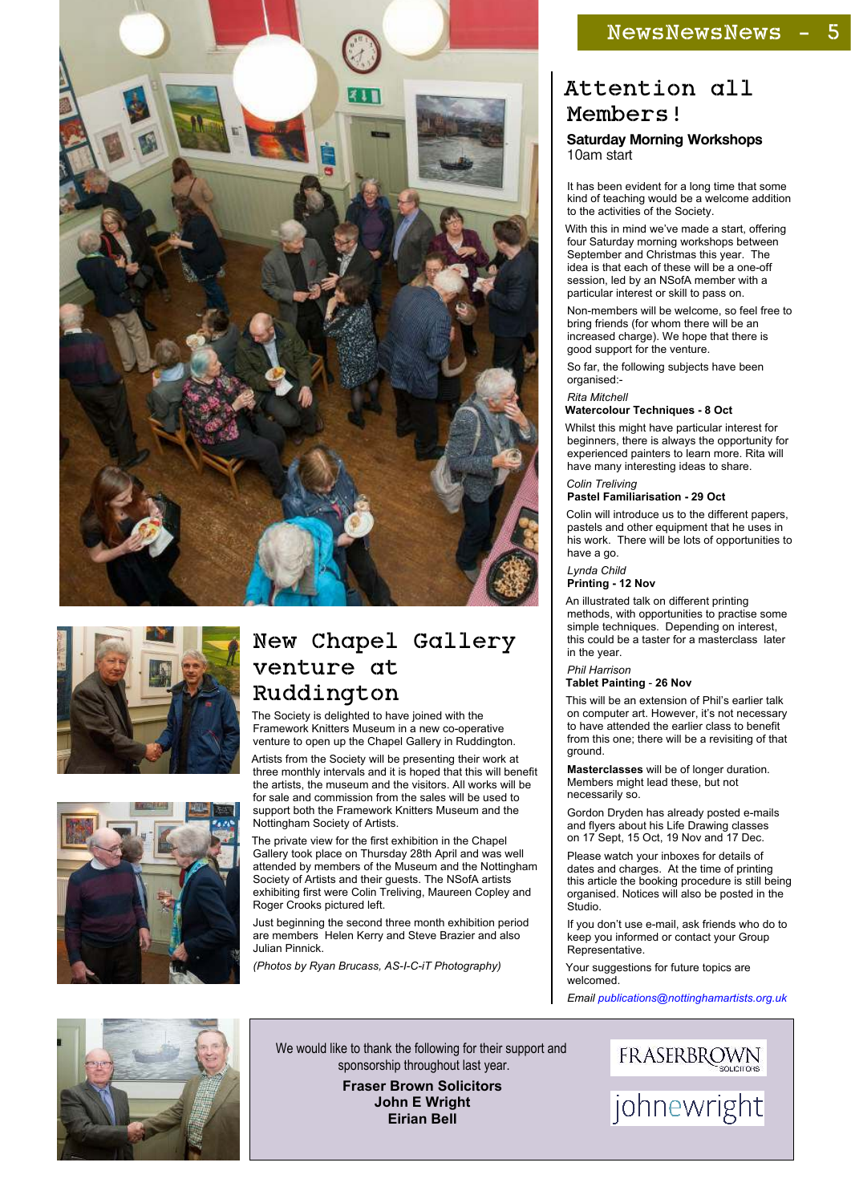## New Chapel Gallery venture at Ruddington

The Society is delighted to have joined with the Framework Knitters Museum in a new co-operative venture to open up the Chapel Gallery in Ruddington.

Artists from the Society will be presenting their work at three monthly intervals and it is hoped that this will benefit the artists, the museum and the visitors. All works will be for sale and commission from the sales will be used to support both the Framework Knitters Museum and the Nottingham Society of Artists.

The private view for the first exhibition in the Chapel Gallery took place on Thursday 28th April and was well attended by members of the Museum and the Nottingham Society of Artists and their guests. The NSofA artists exhibiting first were Colin Treliving, Maureen Copley and Roger Crooks pictured left.

Just beginning the second three month exhibition period are members Helen Kerry and Steve Brazier and also Julian Pinnick.

*(Photos by Ryan Brucass, AS-I-C-iT Photography)*

## Attention all Members!

### Saturday Morning Workshops

10am start

It has been evident for a long time that some kind of teaching would be a welcome addition to the activities of the Society.

With this in mind we've made a start, offering four Saturday morning workshops between September and Christmas this year. The idea is that each of these will be a one-off session, led by an NSofA member with a particular interest or skill to pass on.

Non-members will be welcome, so feel free to bring friends (for whom there will be an increased charge). We hope that there is good support for the venture.

So far, the following subjects have been organised:-

*Rita Mitchell*
**Watercolour Techniques - 8 Oct**

Whilst this might have particular interest for beginners, there is always the opportunity for experienced painters to learn more. Rita will have many interesting ideas to share.

*Colin Treliving*
**Pastel Familiarisation - 29 Oct**

Colin will introduce us to the different papers, pastels and other equipment that he uses in his work. There will be lots of opportunities to have a go.

*Lynda Child*
**Printing - 12 Nov**

An illustrated talk on different printing methods, with opportunities to practise some simple techniques. Depending on interest, this could be a taster for a masterclass later in the year.

*Phil Harrison*
**Tablet Painting** - **26 Nov**

This will be an extension of Phil's earlier talk on computer art. However, it's not necessary to have attended the earlier class to benefit from this one; there will be a revisiting of that ground.

**Masterclasses** will be of longer duration. Members might lead these, but not necessarily so.

Gordon Dryden has already posted e-mails and flyers about his Life Drawing classes on 17 Sept, 15 Oct, 19 Nov and 17 Dec.

Please watch your inboxes for details of dates and charges. At the time of printing this article the booking procedure is still being organised. Notices will also be posted in the Studio.

If you don't use e-mail, ask friends who do to keep you informed or contact your Group Representative.

Your suggestions for future topics are welcomed.

*Email publications@nottinghamartists.org.uk*

---

We would like to thank the following for their support and sponsorship throughout last year.

**Fraser Brown Solicitors**
**John E Wright**
**Eirian Bell**

FRASERBROWN SOLICITORS

johnewright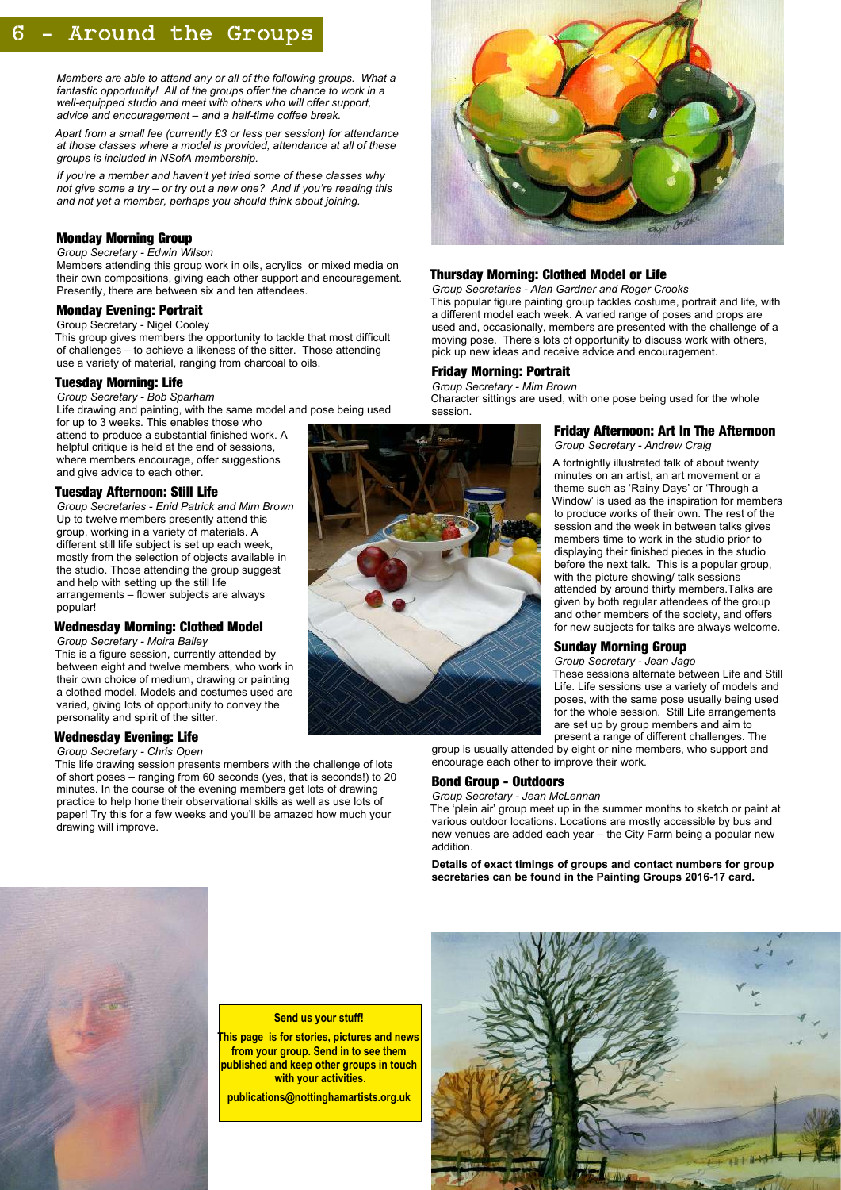# 6 - Around the Groups

*Members are able to attend any or all of the following groups. What a fantastic opportunity! All of the groups offer the chance to work in a well-equipped studio and meet with others who will offer support, advice and encouragement – and a half-time coffee break.*

*Apart from a small fee (currently £3 or less per session) for attendance at those classes where a model is provided, attendance at all of these groups is included in NSofA membership.*

*If you're a member and haven't yet tried some of these classes why not give some a try – or try out a new one? And if you're reading this and not yet a member, perhaps you should think about joining.*

### Monday Morning Group

*Group Secretary - Edwin Wilson*

Members attending this group work in oils, acrylics or mixed media on their own compositions, giving each other support and encouragement. Presently, there are between six and ten attendees.

### Monday Evening: Portrait

Group Secretary - Nigel Cooley

This group gives members the opportunity to tackle that most difficult of challenges – to achieve a likeness of the sitter. Those attending use a variety of material, ranging from charcoal to oils.

### Tuesday Morning: Life

*Group Secretary - Bob Sparham*

Life drawing and painting, with the same model and pose being used for up to 3 weeks. This enables those who attend to produce a substantial finished work. A helpful critique is held at the end of sessions, where members encourage, offer suggestions and give advice to each other.

### Tuesday Afternoon: Still Life

*Group Secretaries - Enid Patrick and Mim Brown*

Up to twelve members presently attend this group, working in a variety of materials. A different still life subject is set up each week, mostly from the selection of objects available in the studio. Those attending the group suggest and help with setting up the still life arrangements – flower subjects are always popular!

### Wednesday Morning: Clothed Model

*Group Secretary - Moira Bailey*

This is a figure session, currently attended by between eight and twelve members, who work in their own choice of medium, drawing or painting a clothed model. Models and costumes used are varied, giving lots of opportunity to convey the personality and spirit of the sitter.

### Wednesday Evening: Life

*Group Secretary - Chris Open*

This life drawing session presents members with the challenge of lots of short poses – ranging from 60 seconds (yes, that is seconds!) to 20 minutes. In the course of the evening members get lots of drawing practice to help hone their observational skills as well as use lots of paper! Try this for a few weeks and you'll be amazed how much your drawing will improve.

### Thursday Morning: Clothed Model or Life

*Group Secretaries - Alan Gardner and Roger Crooks*

This popular figure painting group tackles costume, portrait and life, with a different model each week. A varied range of poses and props are used and, occasionally, members are presented with the challenge of a moving pose. There's lots of opportunity to discuss work with others, pick up new ideas and receive advice and encouragement.

### Friday Morning: Portrait

*Group Secretary - Mim Brown*

Character sittings are used, with one pose being used for the whole session.

### Friday Afternoon: Art In The Afternoon

*Group Secretary - Andrew Craig*

A fortnightly illustrated talk of about twenty minutes on an artist, an art movement or a theme such as 'Rainy Days' or 'Through a Window' is used as the inspiration for members to produce works of their own. The rest of the session and the week in between talks gives members time to work in the studio prior to displaying their finished pieces in the studio before the next talk. This is a popular group, with the picture showing/ talk sessions attended by around thirty members.Talks are given by both regular attendees of the group and other members of the society, and offers for new subjects for talks are always welcome.

### Sunday Morning Group

*Group Secretary - Jean Jago*

These sessions alternate between Life and Still Life. Life sessions use a variety of models and poses, with the same pose usually being used for the whole session. Still Life arrangements are set up by group members and aim to present a range of different challenges. The group is usually attended by eight or nine members, who support and encourage each other to improve their work.

### Bond Group - Outdoors

*Group Secretary - Jean McLennan*

The 'plein air' group meet up in the summer months to sketch or paint at various outdoor locations. Locations are mostly accessible by bus and new venues are added each year – the City Farm being a popular new addition.

**Details of exact timings of groups and contact numbers for group secretaries can be found in the Painting Groups 2016-17 card.**

**Send us your stuff!**

**This page is for stories, pictures and news from your group. Send in to see them published and keep other groups in touch with your activities.**

**publications@nottinghamartists.org.uk**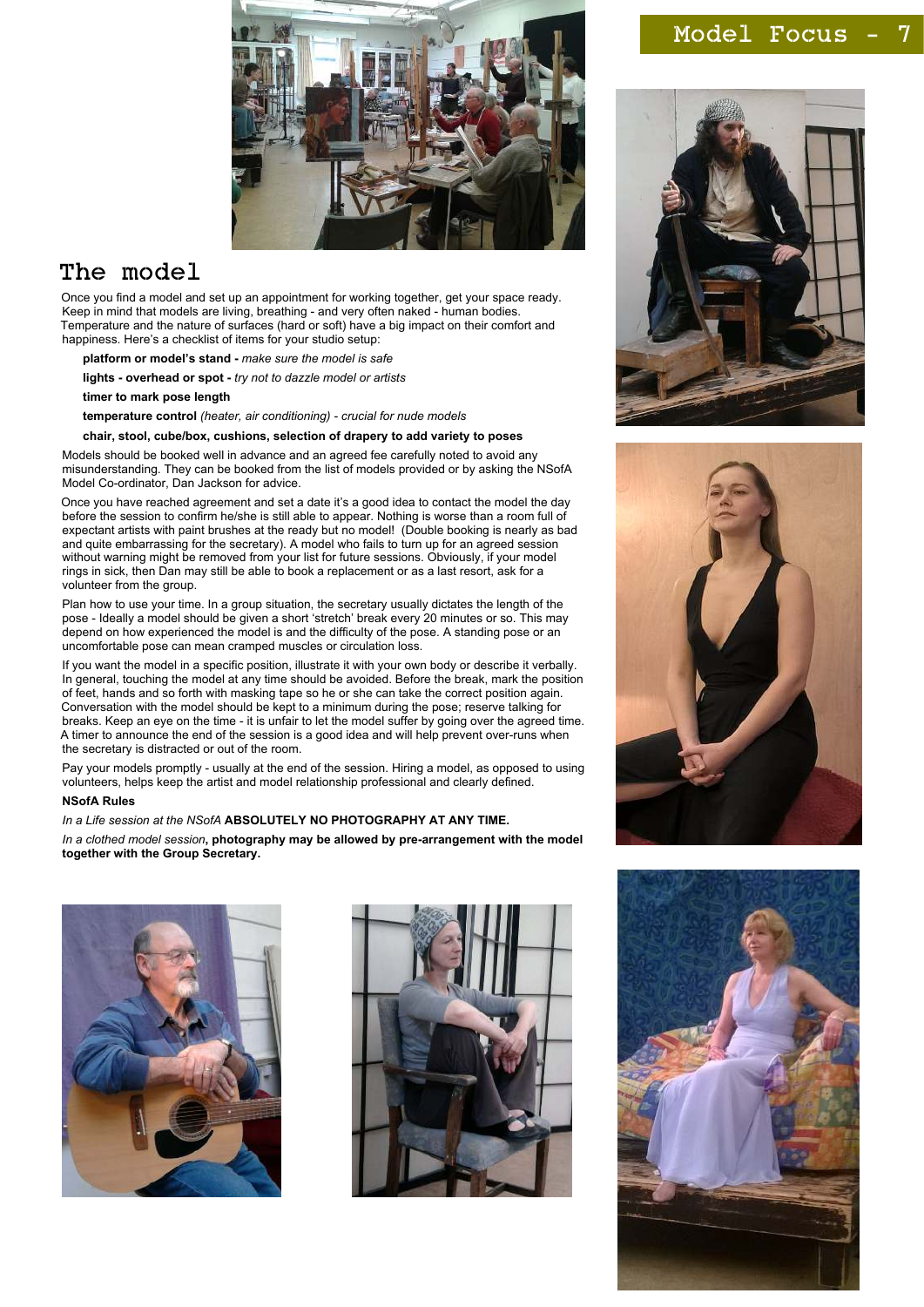# The model

Once you find a model and set up an appointment for working together, get your space ready. Keep in mind that models are living, breathing - and very often naked - human bodies. Temperature and the nature of surfaces (hard or soft) have a big impact on their comfort and happiness. Here's a checklist of items for your studio setup:

- **platform or model's stand -** *make sure the model is safe*
- **lights - overhead or spot -** *try not to dazzle model or artists*
- **timer to mark pose length**
- **temperature control** *(heater, air conditioning) - crucial for nude models*
- **chair, stool, cube/box, cushions, selection of drapery to add variety to poses**

Models should be booked well in advance and an agreed fee carefully noted to avoid any misunderstanding. They can be booked from the list of models provided or by asking the NSofA Model Co-ordinator, Dan Jackson for advice.

Once you have reached agreement and set a date it's a good idea to contact the model the day before the session to confirm he/she is still able to appear. Nothing is worse than a room full of expectant artists with paint brushes at the ready but no model! (Double booking is nearly as bad and quite embarrassing for the secretary). A model who fails to turn up for an agreed session without warning might be removed from your list for future sessions. Obviously, if your model rings in sick, then Dan may still be able to book a replacement or as a last resort, ask for a volunteer from the group.

Plan how to use your time. In a group situation, the secretary usually dictates the length of the pose - Ideally a model should be given a short 'stretch' break every 20 minutes or so. This may depend on how experienced the model is and the difficulty of the pose. A standing pose or an uncomfortable pose can mean cramped muscles or circulation loss.

If you want the model in a specific position, illustrate it with your own body or describe it verbally. In general, touching the model at any time should be avoided. Before the break, mark the position of feet, hands and so forth with masking tape so he or she can take the correct position again. Conversation with the model should be kept to a minimum during the pose; reserve talking for breaks. Keep an eye on the time - it is unfair to let the model suffer by going over the agreed time. A timer to announce the end of the session is a good idea and will help prevent over-runs when the secretary is distracted or out of the room.

Pay your models promptly - usually at the end of the session. Hiring a model, as opposed to using volunteers, helps keep the artist and model relationship professional and clearly defined.

**NSofA Rules**

*In a Life session at the NSofA* **ABSOLUTELY NO PHOTOGRAPHY AT ANY TIME.**

*In a clothed model session*, **photography may be allowed by pre-arrangement with the model together with the Group Secretary.**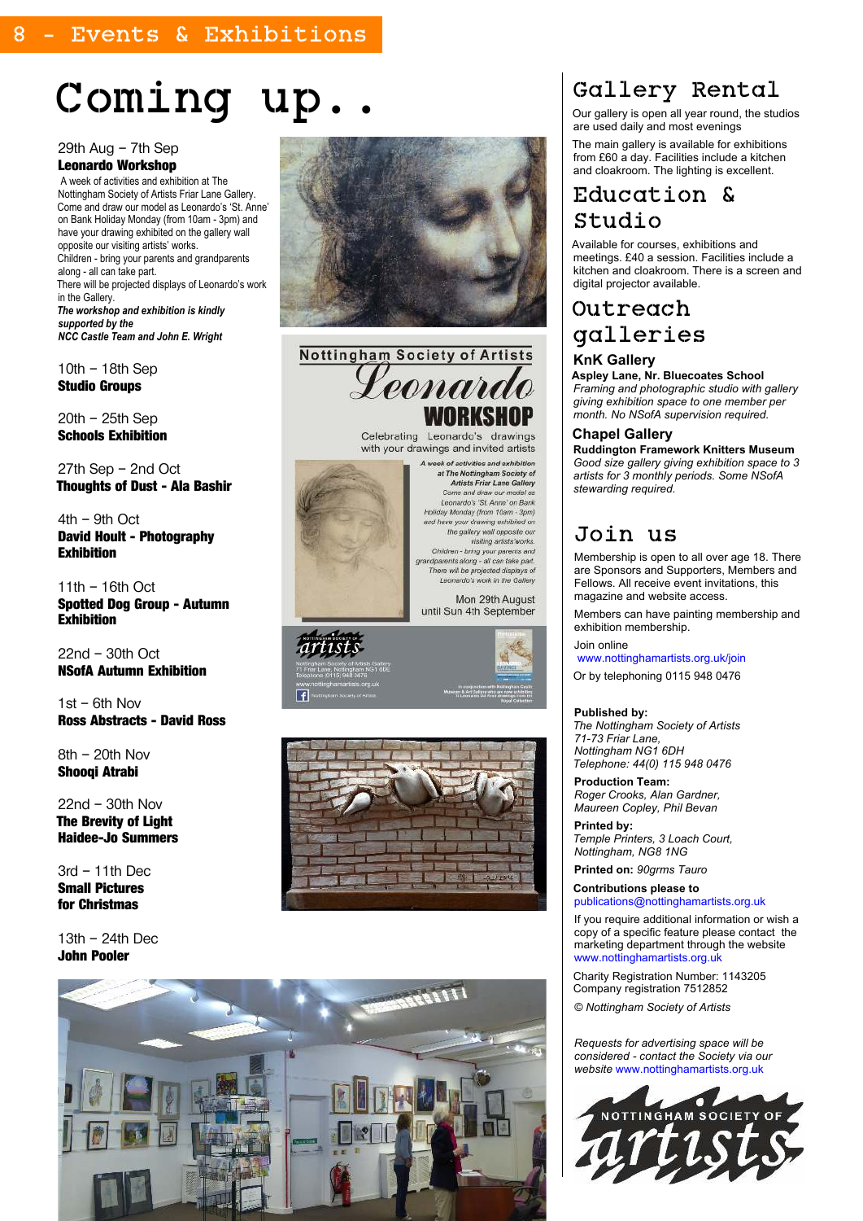# Coming up..

29th Aug – 7th Sep
**Leonardo Workshop**
A week of activities and exhibition at The Nottingham Society of Artists Friar Lane Gallery. Come and draw our model as Leonardo's 'St. Anne' on Bank Holiday Monday (from 10am - 3pm) and have your drawing exhibited on the gallery wall opposite our visiting artists' works.
Children - bring your parents and grandparents along - all can take part.
There will be projected displays of Leonardo's work in the Gallery.
***The workshop and exhibition is kindly supported by the NCC Castle Team and John E. Wright***

10th – 18th Sep
**Studio Groups**

20th – 25th Sep
**Schools Exhibition**

27th Sep – 2nd Oct
**Thoughts of Dust - Ala Bashir**

4th – 9th Oct
**David Hoult - Photography Exhibition**

11th – 16th Oct
**Spotted Dog Group - Autumn Exhibition**

22nd – 30th Oct
**NSofA Autumn Exhibition**

1st – 6th Nov
**Ross Abstracts - David Ross**

8th – 20th Nov
**Shooqi Atrabi**

22nd – 30th Nov
**The Brevity of Light**
**Haidee-Jo Summers**

3rd – 11th Dec
**Small Pictures for Christmas**

13th – 24th Dec
**John Pooler**

## Gallery Rental

Our gallery is open all year round, the studios are used daily and most evenings

The main gallery is available for exhibitions from £60 a day. Facilities include a kitchen and cloakroom. The lighting is excellent.

## Education & Studio

Available for courses, exhibitions and meetings. £40 a session. Facilities include a kitchen and cloakroom. There is a screen and digital projector available.

## Outreach galleries

### KnK Gallery
**Aspley Lane, Nr. Bluecoates School**
*Framing and photographic studio with gallery giving exhibition space to one member per month. No NSofA supervision required.*

### Chapel Gallery
**Ruddington Framework Knitters Museum**
*Good size gallery giving exhibition space to 3 artists for 3 monthly periods. Some NSofA stewarding required.*

## Join us

Membership is open to all over age 18. There are Sponsors and Supporters, Members and Fellows. All receive event invitations, this magazine and website access.

Members can have painting membership and exhibition membership.

Join online
www.nottinghamartists.org.uk/join

Or by telephoning 0115 948 0476

**Published by:**
*The Nottingham Society of Artists*
*71-73 Friar Lane,*
*Nottingham NG1 6DH*
*Telephone: 44(0) 115 948 0476*

**Production Team:**
*Roger Crooks, Alan Gardner, Maureen Copley, Phil Bevan*

**Printed by:**
*Temple Printers, 3 Loach Court, Nottingham, NG8 1NG*

**Printed on:** *90grms Tauro*

**Contributions please to**
publications@nottinghamartists.org.uk

If you require additional information or wish a copy of a specific feature please contact the marketing department through the website www.nottinghamartists.org.uk

Charity Registration Number: 1143205
Company registration 7512852

*© Nottingham Society of Artists*

*Requests for advertising space will be considered - contact the Society via our website* www.nottinghamartists.org.uk